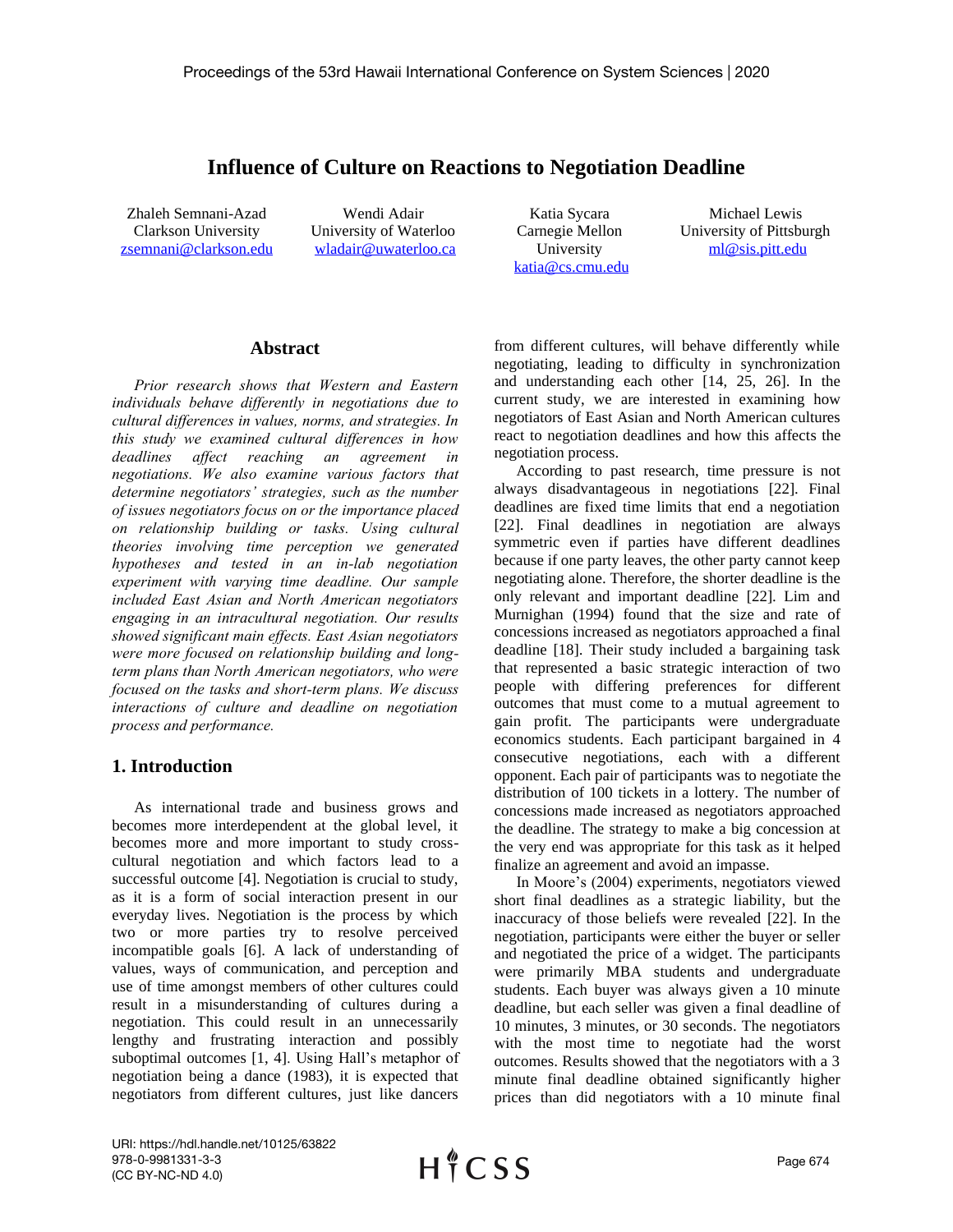# Influence of Culture on Reactions to Negotiation Deadline

Zhaleh Semnani-Azad
Clarkson University
zsemnani@clarkson.edu

Wendi Adair
University of Waterloo
wladair@uwaterloo.ca

Katia Sycara
Carnegie Mellon University
katia@cs.cmu.edu

Michael Lewis
University of Pittsburgh
ml@sis.pitt.edu

## Abstract

*Prior research shows that Western and Eastern individuals behave differently in negotiations due to cultural differences in values, norms, and strategies. In this study we examined cultural differences in how deadlines affect reaching an agreement in negotiations. We also examine various factors that determine negotiators' strategies, such as the number of issues negotiators focus on or the importance placed on relationship building or tasks. Using cultural theories involving time perception we generated hypotheses and tested in an in-lab negotiation experiment with varying time deadline. Our sample included East Asian and North American negotiators engaging in an intracultural negotiation. Our results showed significant main effects. East Asian negotiators were more focused on relationship building and long-term plans than North American negotiators, who were focused on the tasks and short-term plans. We discuss interactions of culture and deadline on negotiation process and performance.*

## 1. Introduction

As international trade and business grows and becomes more interdependent at the global level, it becomes more and more important to study cross-cultural negotiation and which factors lead to a successful outcome [4]. Negotiation is crucial to study, as it is a form of social interaction present in our everyday lives. Negotiation is the process by which two or more parties try to resolve perceived incompatible goals [6]. A lack of understanding of values, ways of communication, and perception and use of time amongst members of other cultures could result in a misunderstanding of cultures during a negotiation. This could result in an unnecessarily lengthy and frustrating interaction and possibly suboptimal outcomes [1, 4]. Using Hall's metaphor of negotiation being a dance (1983), it is expected that negotiators from different cultures, just like dancers from different cultures, will behave differently while negotiating, leading to difficulty in synchronization and understanding each other [14, 25, 26]. In the current study, we are interested in examining how negotiators of East Asian and North American cultures react to negotiation deadlines and how this affects the negotiation process.

According to past research, time pressure is not always disadvantageous in negotiations [22]. Final deadlines are fixed time limits that end a negotiation [22]. Final deadlines in negotiation are always symmetric even if parties have different deadlines because if one party leaves, the other party cannot keep negotiating alone. Therefore, the shorter deadline is the only relevant and important deadline [22]. Lim and Murnighan (1994) found that the size and rate of concessions increased as negotiators approached a final deadline [18]. Their study included a bargaining task that represented a basic strategic interaction of two people with differing preferences for different outcomes that must come to a mutual agreement to gain profit. The participants were undergraduate economics students. Each participant bargained in 4 consecutive negotiations, each with a different opponent. Each pair of participants was to negotiate the distribution of 100 tickets in a lottery. The number of concessions made increased as negotiators approached the deadline. The strategy to make a big concession at the very end was appropriate for this task as it helped finalize an agreement and avoid an impasse.

In Moore's (2004) experiments, negotiators viewed short final deadlines as a strategic liability, but the inaccuracy of those beliefs were revealed [22]. In the negotiation, participants were either the buyer or seller and negotiated the price of a widget. The participants were primarily MBA students and undergraduate students. Each buyer was always given a 10 minute deadline, but each seller was given a final deadline of 10 minutes, 3 minutes, or 30 seconds. The negotiators with the most time to negotiate had the worst outcomes. Results showed that the negotiators with a 3 minute final deadline obtained significantly higher prices than did negotiators with a 10 minute final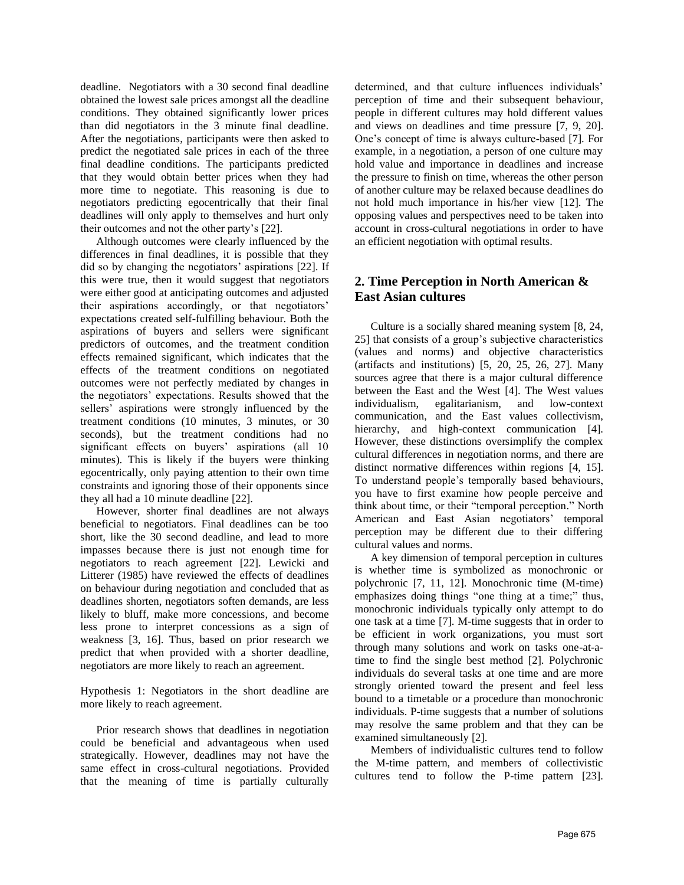deadline. Negotiators with a 30 second final deadline obtained the lowest sale prices amongst all the deadline conditions. They obtained significantly lower prices than did negotiators in the 3 minute final deadline. After the negotiations, participants were then asked to predict the negotiated sale prices in each of the three final deadline conditions. The participants predicted that they would obtain better prices when they had more time to negotiate. This reasoning is due to negotiators predicting egocentrically that their final deadlines will only apply to themselves and hurt only their outcomes and not the other party's [22].

Although outcomes were clearly influenced by the differences in final deadlines, it is possible that they did so by changing the negotiators' aspirations [22]. If this were true, then it would suggest that negotiators were either good at anticipating outcomes and adjusted their aspirations accordingly, or that negotiators' expectations created self-fulfilling behaviour. Both the aspirations of buyers and sellers were significant predictors of outcomes, and the treatment condition effects remained significant, which indicates that the effects of the treatment conditions on negotiated outcomes were not perfectly mediated by changes in the negotiators' expectations. Results showed that the sellers' aspirations were strongly influenced by the treatment conditions (10 minutes, 3 minutes, or 30 seconds), but the treatment conditions had no significant effects on buyers' aspirations (all 10 minutes). This is likely if the buyers were thinking egocentrically, only paying attention to their own time constraints and ignoring those of their opponents since they all had a 10 minute deadline [22].

However, shorter final deadlines are not always beneficial to negotiators. Final deadlines can be too short, like the 30 second deadline, and lead to more impasses because there is just not enough time for negotiators to reach agreement [22]. Lewicki and Litterer (1985) have reviewed the effects of deadlines on behaviour during negotiation and concluded that as deadlines shorten, negotiators soften demands, are less likely to bluff, make more concessions, and become less prone to interpret concessions as a sign of weakness [3, 16]. Thus, based on prior research we predict that when provided with a shorter deadline, negotiators are more likely to reach an agreement.

Hypothesis 1: Negotiators in the short deadline are more likely to reach agreement.

Prior research shows that deadlines in negotiation could be beneficial and advantageous when used strategically. However, deadlines may not have the same effect in cross-cultural negotiations. Provided that the meaning of time is partially culturally determined, and that culture influences individuals' perception of time and their subsequent behaviour, people in different cultures may hold different values and views on deadlines and time pressure [7, 9, 20]. One's concept of time is always culture-based [7]. For example, in a negotiation, a person of one culture may hold value and importance in deadlines and increase the pressure to finish on time, whereas the other person of another culture may be relaxed because deadlines do not hold much importance in his/her view [12]. The opposing values and perspectives need to be taken into account in cross-cultural negotiations in order to have an efficient negotiation with optimal results.

## 2. Time Perception in North American & East Asian cultures

Culture is a socially shared meaning system [8, 24, 25] that consists of a group's subjective characteristics (values and norms) and objective characteristics (artifacts and institutions) [5, 20, 25, 26, 27]. Many sources agree that there is a major cultural difference between the East and the West [4]. The West values individualism, egalitarianism, and low-context communication, and the East values collectivism, hierarchy, and high-context communication [4]. However, these distinctions oversimplify the complex cultural differences in negotiation norms, and there are distinct normative differences within regions [4, 15]. To understand people's temporally based behaviours, you have to first examine how people perceive and think about time, or their "temporal perception." North American and East Asian negotiators' temporal perception may be different due to their differing cultural values and norms.

A key dimension of temporal perception in cultures is whether time is symbolized as monochronic or polychronic [7, 11, 12]. Monochronic time (M-time) emphasizes doing things "one thing at a time;" thus, monochronic individuals typically only attempt to do one task at a time [7]. M-time suggests that in order to be efficient in work organizations, you must sort through many solutions and work on tasks one-at-a-time to find the single best method [2]. Polychronic individuals do several tasks at one time and are more strongly oriented toward the present and feel less bound to a timetable or a procedure than monochronic individuals. P-time suggests that a number of solutions may resolve the same problem and that they can be examined simultaneously [2].

Members of individualistic cultures tend to follow the M-time pattern, and members of collectivistic cultures tend to follow the P-time pattern [23].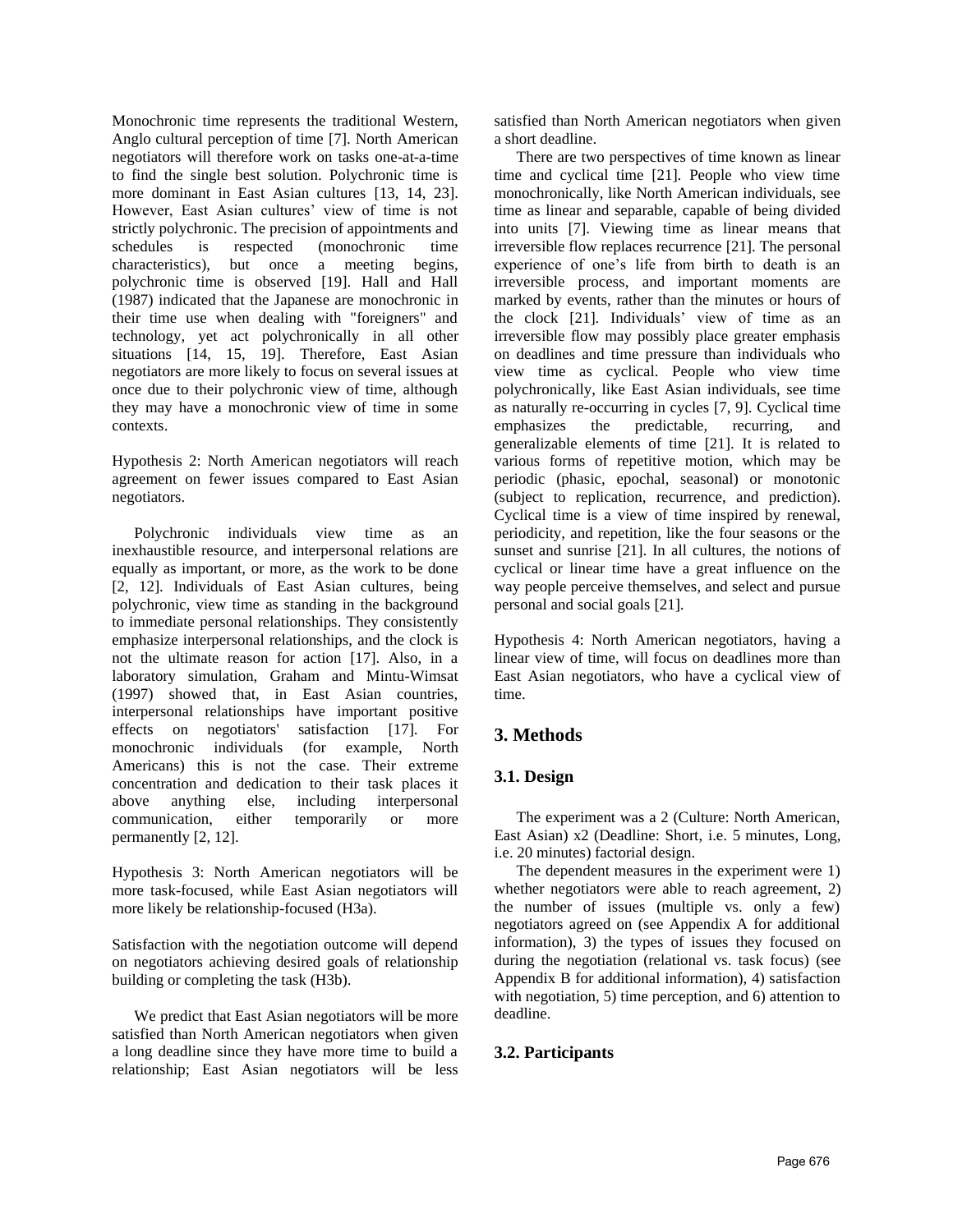Monochronic time represents the traditional Western, Anglo cultural perception of time [7]. North American negotiators will therefore work on tasks one-at-a-time to find the single best solution. Polychronic time is more dominant in East Asian cultures [13, 14, 23]. However, East Asian cultures' view of time is not strictly polychronic. The precision of appointments and schedules is respected (monochronic time characteristics), but once a meeting begins, polychronic time is observed [19]. Hall and Hall (1987) indicated that the Japanese are monochronic in their time use when dealing with "foreigners" and technology, yet act polychronically in all other situations [14, 15, 19]. Therefore, East Asian negotiators are more likely to focus on several issues at once due to their polychronic view of time, although they may have a monochronic view of time in some contexts.

Hypothesis 2: North American negotiators will reach agreement on fewer issues compared to East Asian negotiators.

Polychronic individuals view time as an inexhaustible resource, and interpersonal relations are equally as important, or more, as the work to be done [2, 12]. Individuals of East Asian cultures, being polychronic, view time as standing in the background to immediate personal relationships. They consistently emphasize interpersonal relationships, and the clock is not the ultimate reason for action [17]. Also, in a laboratory simulation, Graham and Mintu-Wimsat (1997) showed that, in East Asian countries, interpersonal relationships have important positive effects on negotiators' satisfaction [17]. For monochronic individuals (for example, North Americans) this is not the case. Their extreme concentration and dedication to their task places it above anything else, including interpersonal communication, either temporarily or more permanently [2, 12].

Hypothesis 3: North American negotiators will be more task-focused, while East Asian negotiators will more likely be relationship-focused (H3a).

Satisfaction with the negotiation outcome will depend on negotiators achieving desired goals of relationship building or completing the task (H3b).

We predict that East Asian negotiators will be more satisfied than North American negotiators when given a long deadline since they have more time to build a relationship; East Asian negotiators will be less satisfied than North American negotiators when given a short deadline.

There are two perspectives of time known as linear time and cyclical time [21]. People who view time monochronically, like North American individuals, see time as linear and separable, capable of being divided into units [7]. Viewing time as linear means that irreversible flow replaces recurrence [21]. The personal experience of one's life from birth to death is an irreversible process, and important moments are marked by events, rather than the minutes or hours of the clock [21]. Individuals' view of time as an irreversible flow may possibly place greater emphasis on deadlines and time pressure than individuals who view time as cyclical. People who view time polychronically, like East Asian individuals, see time as naturally re-occurring in cycles [7, 9]. Cyclical time emphasizes the predictable, recurring, and generalizable elements of time [21]. It is related to various forms of repetitive motion, which may be periodic (phasic, epochal, seasonal) or monotonic (subject to replication, recurrence, and prediction). Cyclical time is a view of time inspired by renewal, periodicity, and repetition, like the four seasons or the sunset and sunrise [21]. In all cultures, the notions of cyclical or linear time have a great influence on the way people perceive themselves, and select and pursue personal and social goals [21].

Hypothesis 4: North American negotiators, having a linear view of time, will focus on deadlines more than East Asian negotiators, who have a cyclical view of time.

## 3. Methods

### 3.1. Design

The experiment was a 2 (Culture: North American, East Asian) x2 (Deadline: Short, i.e. 5 minutes, Long, i.e. 20 minutes) factorial design.

The dependent measures in the experiment were 1) whether negotiators were able to reach agreement, 2) the number of issues (multiple vs. only a few) negotiators agreed on (see Appendix A for additional information), 3) the types of issues they focused on during the negotiation (relational vs. task focus) (see Appendix B for additional information), 4) satisfaction with negotiation, 5) time perception, and 6) attention to deadline.

### 3.2. Participants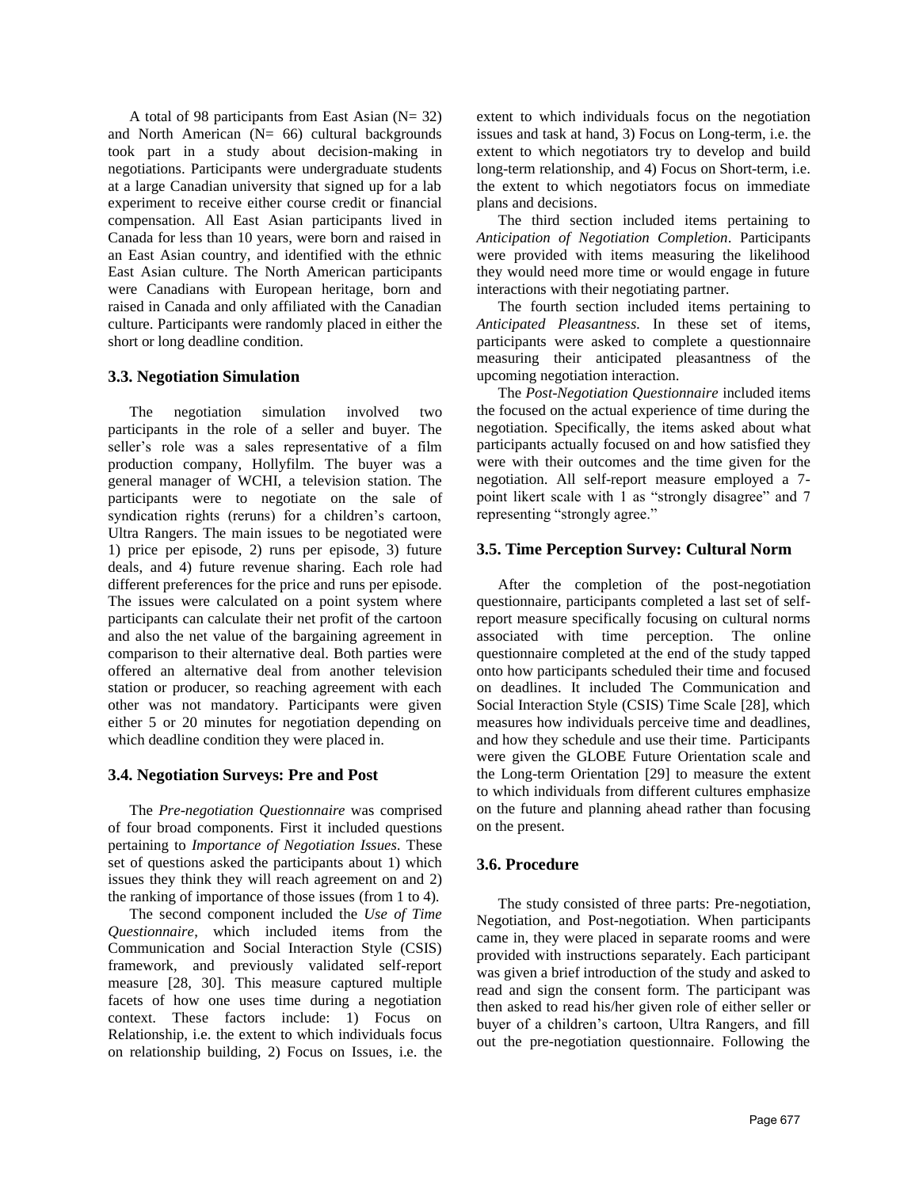A total of 98 participants from East Asian (N= 32) and North American (N= 66) cultural backgrounds took part in a study about decision-making in negotiations. Participants were undergraduate students at a large Canadian university that signed up for a lab experiment to receive either course credit or financial compensation. All East Asian participants lived in Canada for less than 10 years, were born and raised in an East Asian country, and identified with the ethnic East Asian culture. The North American participants were Canadians with European heritage, born and raised in Canada and only affiliated with the Canadian culture. Participants were randomly placed in either the short or long deadline condition.

### 3.3. Negotiation Simulation

The negotiation simulation involved two participants in the role of a seller and buyer. The seller's role was a sales representative of a film production company, Hollyfilm. The buyer was a general manager of WCHI, a television station. The participants were to negotiate on the sale of syndication rights (reruns) for a children's cartoon, Ultra Rangers. The main issues to be negotiated were 1) price per episode, 2) runs per episode, 3) future deals, and 4) future revenue sharing. Each role had different preferences for the price and runs per episode. The issues were calculated on a point system where participants can calculate their net profit of the cartoon and also the net value of the bargaining agreement in comparison to their alternative deal. Both parties were offered an alternative deal from another television station or producer, so reaching agreement with each other was not mandatory. Participants were given either 5 or 20 minutes for negotiation depending on which deadline condition they were placed in.

### 3.4. Negotiation Surveys: Pre and Post

The *Pre-negotiation Questionnaire* was comprised of four broad components. First it included questions pertaining to *Importance of Negotiation Issues*. These set of questions asked the participants about 1) which issues they think they will reach agreement on and 2) the ranking of importance of those issues (from 1 to 4).

The second component included the *Use of Time Questionnaire*, which included items from the Communication and Social Interaction Style (CSIS) framework, and previously validated self-report measure [28, 30]. This measure captured multiple facets of how one uses time during a negotiation context. These factors include: 1) Focus on Relationship, i.e. the extent to which individuals focus on relationship building, 2) Focus on Issues, i.e. the extent to which individuals focus on the negotiation issues and task at hand, 3) Focus on Long-term, i.e. the extent to which negotiators try to develop and build long-term relationship, and 4) Focus on Short-term, i.e. the extent to which negotiators focus on immediate plans and decisions.

The third section included items pertaining to *Anticipation of Negotiation Completion*. Participants were provided with items measuring the likelihood they would need more time or would engage in future interactions with their negotiating partner.

The fourth section included items pertaining to *Anticipated Pleasantness.* In these set of items, participants were asked to complete a questionnaire measuring their anticipated pleasantness of the upcoming negotiation interaction.

The *Post-Negotiation Questionnaire* included items the focused on the actual experience of time during the negotiation. Specifically, the items asked about what participants actually focused on and how satisfied they were with their outcomes and the time given for the negotiation. All self-report measure employed a 7-point likert scale with 1 as "strongly disagree" and 7 representing "strongly agree."

### 3.5. Time Perception Survey: Cultural Norm

After the completion of the post-negotiation questionnaire, participants completed a last set of self-report measure specifically focusing on cultural norms associated with time perception. The online questionnaire completed at the end of the study tapped onto how participants scheduled their time and focused on deadlines. It included The Communication and Social Interaction Style (CSIS) Time Scale [28], which measures how individuals perceive time and deadlines, and how they schedule and use their time. Participants were given the GLOBE Future Orientation scale and the Long-term Orientation [29] to measure the extent to which individuals from different cultures emphasize on the future and planning ahead rather than focusing on the present.

### 3.6. Procedure

The study consisted of three parts: Pre-negotiation, Negotiation, and Post-negotiation. When participants came in, they were placed in separate rooms and were provided with instructions separately. Each participant was given a brief introduction of the study and asked to read and sign the consent form. The participant was then asked to read his/her given role of either seller or buyer of a children's cartoon, Ultra Rangers, and fill out the pre-negotiation questionnaire. Following the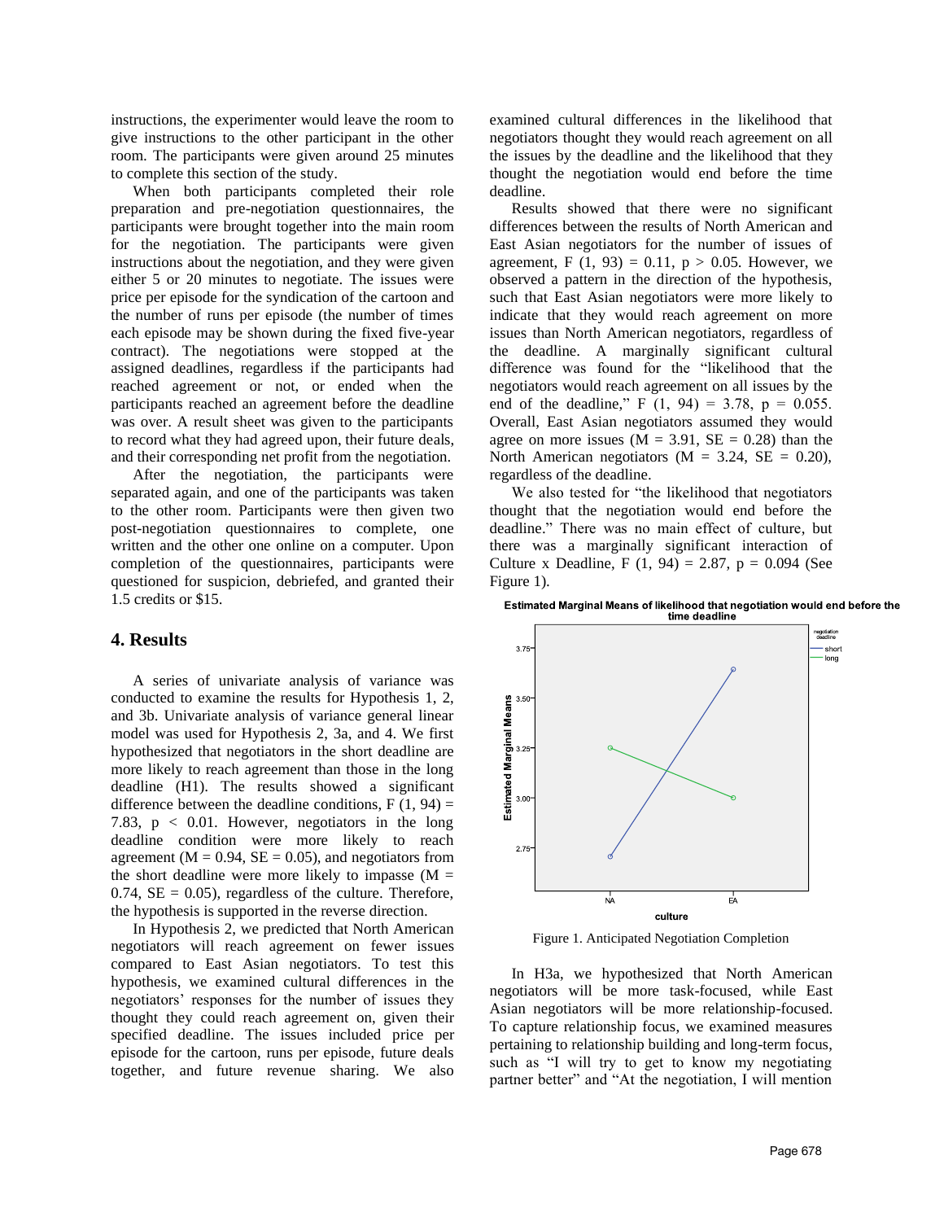instructions, the experimenter would leave the room to give instructions to the other participant in the other room. The participants were given around 25 minutes to complete this section of the study.

When both participants completed their role preparation and pre-negotiation questionnaires, the participants were brought together into the main room for the negotiation. The participants were given instructions about the negotiation, and they were given either 5 or 20 minutes to negotiate. The issues were price per episode for the syndication of the cartoon and the number of runs per episode (the number of times each episode may be shown during the fixed five-year contract). The negotiations were stopped at the assigned deadlines, regardless if the participants had reached agreement or not, or ended when the participants reached an agreement before the deadline was over. A result sheet was given to the participants to record what they had agreed upon, their future deals, and their corresponding net profit from the negotiation.

After the negotiation, the participants were separated again, and one of the participants was taken to the other room. Participants were then given two post-negotiation questionnaires to complete, one written and the other one online on a computer. Upon completion of the questionnaires, participants were questioned for suspicion, debriefed, and granted their 1.5 credits or $15.

## 4. Results

A series of univariate analysis of variance was conducted to examine the results for Hypothesis 1, 2, and 3b. Univariate analysis of variance general linear model was used for Hypothesis 2, 3a, and 4. We first hypothesized that negotiators in the short deadline are more likely to reach agreement than those in the long deadline (H1). The results showed a significant difference between the deadline conditions, $F(1, 94) = 7.83$, $p < 0.01$. However, negotiators in the long deadline condition were more likely to reach agreement ($M = 0.94$, $SE = 0.05$), and negotiators from the short deadline were more likely to impasse ($M = 0.74$, $SE = 0.05$), regardless of the culture. Therefore, the hypothesis is supported in the reverse direction.

In Hypothesis 2, we predicted that North American negotiators will reach agreement on fewer issues compared to East Asian negotiators. To test this hypothesis, we examined cultural differences in the negotiators' responses for the number of issues they thought they could reach agreement on, given their specified deadline. The issues included price per episode for the cartoon, runs per episode, future deals together, and future revenue sharing. We also examined cultural differences in the likelihood that negotiators thought they would reach agreement on all the issues by the deadline and the likelihood that they thought the negotiation would end before the time deadline.

Results showed that there were no significant differences between the results of North American and East Asian negotiators for the number of issues of agreement, $F(1, 93) = 0.11$, $p > 0.05$. However, we observed a pattern in the direction of the hypothesis, such that East Asian negotiators were more likely to indicate that they would reach agreement on more issues than North American negotiators, regardless of the deadline. A marginally significant cultural difference was found for the "likelihood that the negotiators would reach agreement on all issues by the end of the deadline," $F(1, 94) = 3.78$, $p = 0.055$. Overall, East Asian negotiators assumed they would agree on more issues ($M = 3.91$, $SE = 0.28$) than the North American negotiators ($M = 3.24$, $SE = 0.20$), regardless of the deadline.

We also tested for "the likelihood that negotiators thought that the negotiation would end before the deadline." There was no main effect of culture, but there was a marginally significant interaction of Culture x Deadline, $F(1, 94) = 2.87$, $p = 0.094$ (See Figure 1).

**Estimated Marginal Means of likelihood that negotiation would end before the time deadline**

Figure 1. Anticipated Negotiation Completion

In H3a, we hypothesized that North American negotiators will be more task-focused, while East Asian negotiators will be more relationship-focused. To capture relationship focus, we examined measures pertaining to relationship building and long-term focus, such as "I will try to get to know my negotiating partner better" and "At the negotiation, I will mention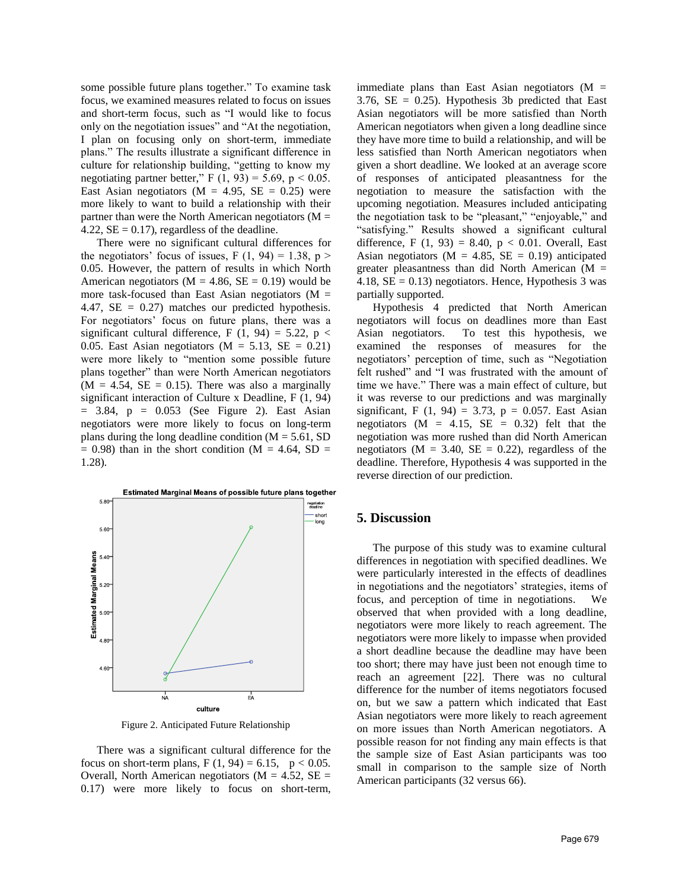some possible future plans together." To examine task focus, we examined measures related to focus on issues and short-term focus, such as "I would like to focus only on the negotiation issues" and "At the negotiation, I plan on focusing only on short-term, immediate plans." The results illustrate a significant difference in culture for relationship building, "getting to know my negotiating partner better," $F(1, 93) = 5.69$, $p < 0.05$. East Asian negotiators ($M = 4.95$, $SE = 0.25$) were more likely to want to build a relationship with their partner than were the North American negotiators ($M = 4.22$, $SE = 0.17$), regardless of the deadline.

There were no significant cultural differences for the negotiators' focus of issues, $F(1, 94) = 1.38$, $p > 0.05$. However, the pattern of results in which North American negotiators ($M = 4.86$, $SE = 0.19$) would be more task-focused than East Asian negotiators ($M = 4.47$, $SE = 0.27$) matches our predicted hypothesis. For negotiators' focus on future plans, there was a significant cultural difference, $F(1, 94) = 5.22$, $p < 0.05$. East Asian negotiators ($M = 5.13$, $SE = 0.21$) were more likely to "mention some possible future plans together" than were North American negotiators ($M = 4.54$, $SE = 0.15$). There was also a marginally significant interaction of Culture x Deadline, $F(1, 94) = 3.84$, $p = 0.053$ (See Figure 2). East Asian negotiators were more likely to focus on long-term plans during the long deadline condition ($M = 5.61$, $SD = 0.98$) than in the short condition ($M = 4.64$, $SD = 1.28$).

Figure 2. Anticipated Future Relationship

There was a significant cultural difference for the focus on short-term plans, $F(1, 94) = 6.15$, $p < 0.05$. Overall, North American negotiators ($M = 4.52$, $SE = 0.17$) were more likely to focus on short-term, immediate plans than East Asian negotiators ($M = 3.76$, $SE = 0.25$). Hypothesis 3b predicted that East Asian negotiators will be more satisfied than North American negotiators when given a long deadline since they have more time to build a relationship, and will be less satisfied than North American negotiators when given a short deadline. We looked at an average score of responses of anticipated pleasantness for the negotiation to measure the satisfaction with the upcoming negotiation. Measures included anticipating the negotiation task to be "pleasant," "enjoyable," and "satisfying." Results showed a significant cultural difference, $F(1, 93) = 8.40$, $p < 0.01$. Overall, East Asian negotiators ($M = 4.85$, $SE = 0.19$) anticipated greater pleasantness than did North American ($M = 4.18$, $SE = 0.13$) negotiators. Hence, Hypothesis 3 was partially supported.

Hypothesis 4 predicted that North American negotiators will focus on deadlines more than East Asian negotiators. To test this hypothesis, we examined the responses of measures for the negotiators' perception of time, such as "Negotiation felt rushed" and "I was frustrated with the amount of time we have." There was a main effect of culture, but it was reverse to our predictions and was marginally significant, $F(1, 94) = 3.73$, $p = 0.057$. East Asian negotiators ($M = 4.15$, $SE = 0.32$) felt that the negotiation was more rushed than did North American negotiators ($M = 3.40$, $SE = 0.22$), regardless of the deadline. Therefore, Hypothesis 4 was supported in the reverse direction of our prediction.

## 5. Discussion

The purpose of this study was to examine cultural differences in negotiation with specified deadlines. We were particularly interested in the effects of deadlines in negotiations and the negotiators' strategies, items of focus, and perception of time in negotiations. We observed that when provided with a long deadline, negotiators were more likely to reach agreement. The negotiators were more likely to impasse when provided a short deadline because the deadline may have been too short; there may have just been not enough time to reach an agreement [22]. There was no cultural difference for the number of items negotiators focused on, but we saw a pattern which indicated that East Asian negotiators were more likely to reach agreement on more issues than North American negotiators. A possible reason for not finding any main effects is that the sample size of East Asian participants was too small in comparison to the sample size of North American participants (32 versus 66).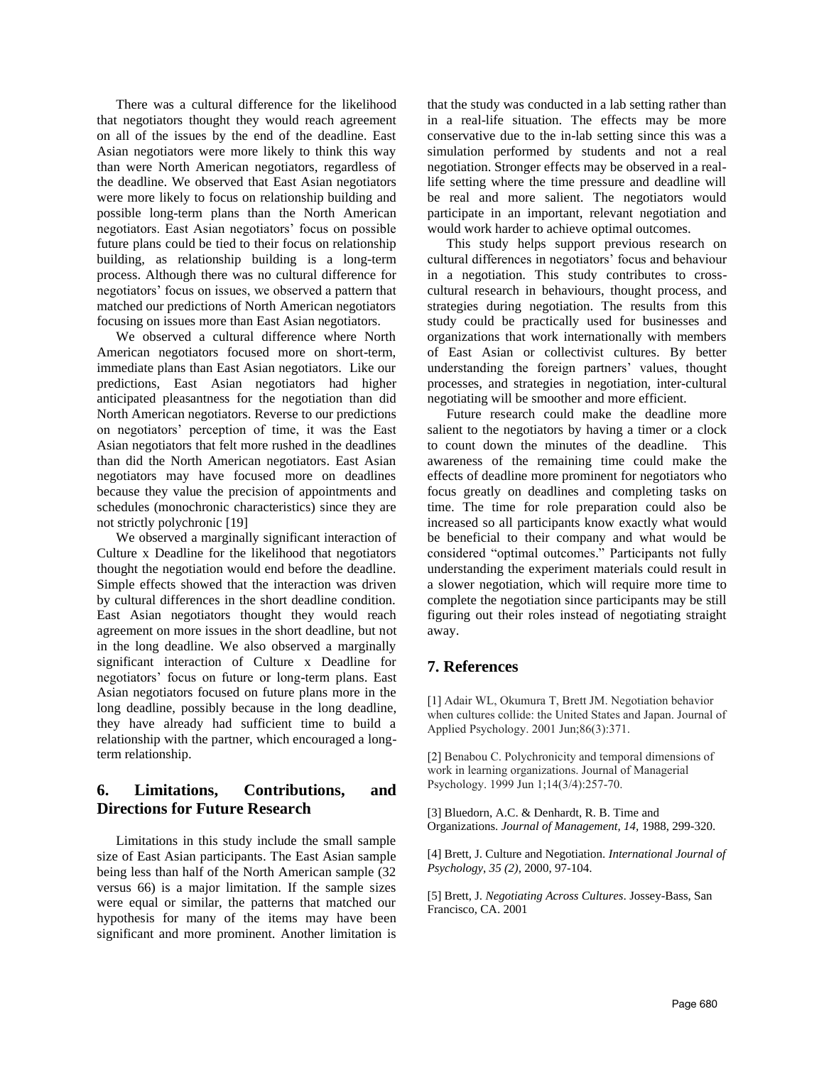There was a cultural difference for the likelihood that negotiators thought they would reach agreement on all of the issues by the end of the deadline. East Asian negotiators were more likely to think this way than were North American negotiators, regardless of the deadline. We observed that East Asian negotiators were more likely to focus on relationship building and possible long-term plans than the North American negotiators. East Asian negotiators' focus on possible future plans could be tied to their focus on relationship building, as relationship building is a long-term process. Although there was no cultural difference for negotiators' focus on issues, we observed a pattern that matched our predictions of North American negotiators focusing on issues more than East Asian negotiators.

We observed a cultural difference where North American negotiators focused more on short-term, immediate plans than East Asian negotiators. Like our predictions, East Asian negotiators had higher anticipated pleasantness for the negotiation than did North American negotiators. Reverse to our predictions on negotiators' perception of time, it was the East Asian negotiators that felt more rushed in the deadlines than did the North American negotiators. East Asian negotiators may have focused more on deadlines because they value the precision of appointments and schedules (monochronic characteristics) since they are not strictly polychronic [19]

We observed a marginally significant interaction of Culture x Deadline for the likelihood that negotiators thought the negotiation would end before the deadline. Simple effects showed that the interaction was driven by cultural differences in the short deadline condition. East Asian negotiators thought they would reach agreement on more issues in the short deadline, but not in the long deadline. We also observed a marginally significant interaction of Culture x Deadline for negotiators' focus on future or long-term plans. East Asian negotiators focused on future plans more in the long deadline, possibly because in the long deadline, they have already had sufficient time to build a relationship with the partner, which encouraged a long-term relationship.

## 6. Limitations, Contributions, and Directions for Future Research

Limitations in this study include the small sample size of East Asian participants. The East Asian sample being less than half of the North American sample (32 versus 66) is a major limitation. If the sample sizes were equal or similar, the patterns that matched our hypothesis for many of the items may have been significant and more prominent. Another limitation is that the study was conducted in a lab setting rather than in a real-life situation. The effects may be more conservative due to the in-lab setting since this was a simulation performed by students and not a real negotiation. Stronger effects may be observed in a real-life setting where the time pressure and deadline will be real and more salient. The negotiators would participate in an important, relevant negotiation and would work harder to achieve optimal outcomes.

This study helps support previous research on cultural differences in negotiators' focus and behaviour in a negotiation. This study contributes to cross-cultural research in behaviours, thought process, and strategies during negotiation. The results from this study could be practically used for businesses and organizations that work internationally with members of East Asian or collectivist cultures. By better understanding the foreign partners' values, thought processes, and strategies in negotiation, inter-cultural negotiating will be smoother and more efficient.

Future research could make the deadline more salient to the negotiators by having a timer or a clock to count down the minutes of the deadline. This awareness of the remaining time could make the effects of deadline more prominent for negotiators who focus greatly on deadlines and completing tasks on time. The time for role preparation could also be increased so all participants know exactly what would be beneficial to their company and what would be considered "optimal outcomes." Participants not fully understanding the experiment materials could result in a slower negotiation, which will require more time to complete the negotiation since participants may be still figuring out their roles instead of negotiating straight away.

## 7. References

[1] Adair WL, Okumura T, Brett JM. Negotiation behavior when cultures collide: the United States and Japan. Journal of Applied Psychology. 2001 Jun;86(3):371.

[2] Benabou C. Polychronicity and temporal dimensions of work in learning organizations. Journal of Managerial Psychology. 1999 Jun 1;14(3/4):257-70.

[3] Bluedorn, A.C. & Denhardt, R. B. Time and Organizations. *Journal of Management, 14,* 1988, 299-320.

[4] Brett, J. Culture and Negotiation. *International Journal of Psychology, 35 (2),* 2000, 97-104.

[5] Brett, J. *Negotiating Across Cultures*. Jossey-Bass, San Francisco, CA. 2001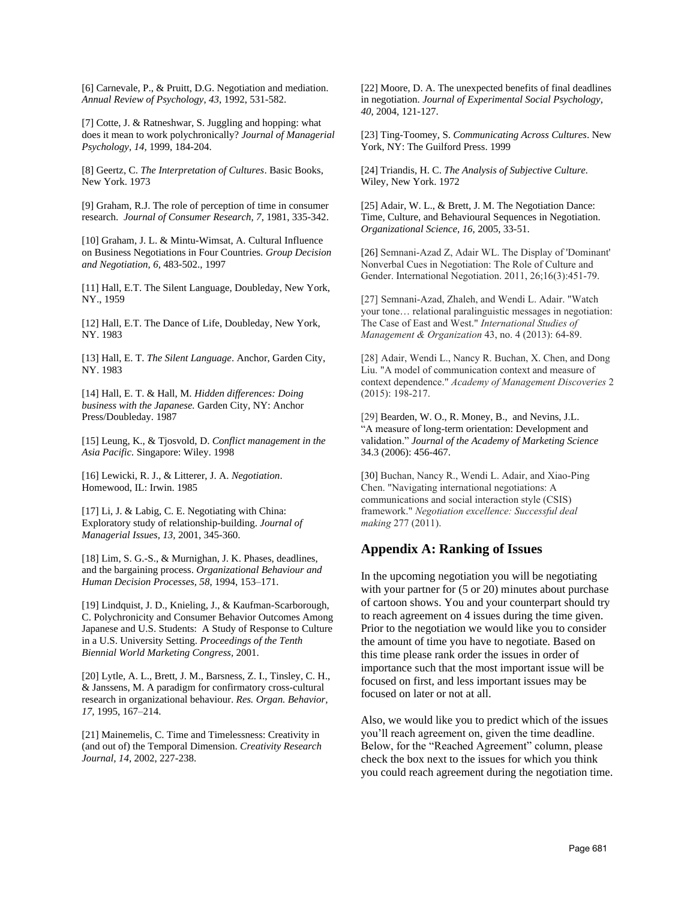[6] Carnevale, P., & Pruitt, D.G. Negotiation and mediation. *Annual Review of Psychology, 43*, 1992, 531-582.

[7] Cotte, J. & Ratneshwar, S. Juggling and hopping: what does it mean to work polychronically? *Journal of Managerial Psychology, 14,* 1999, 184-204.

[8] Geertz, C. *The Interpretation of Cultures*. Basic Books, New York. 1973

[9] Graham, R.J. The role of perception of time in consumer research. *Journal of Consumer Research, 7*, 1981, 335-342.

[10] Graham, J. L. & Mintu-Wimsat, A. Cultural Influence on Business Negotiations in Four Countries. *Group Decision and Negotiation, 6*, 483-502., 1997

[11] Hall, E.T. The Silent Language, Doubleday, New York, NY., 1959

[12] Hall, E.T. The Dance of Life, Doubleday, New York, NY. 1983

[13] Hall, E. T. *The Silent Language*. Anchor, Garden City, NY. 1983

[14] Hall, E. T. & Hall, M. *Hidden differences: Doing business with the Japanese.* Garden City, NY: Anchor Press/Doubleday. 1987

[15] Leung, K., & Tjosvold, D. *Conflict management in the Asia Pacific.* Singapore: Wiley. 1998

[16] Lewicki, R. J., & Litterer, J. A. *Negotiation*. Homewood, IL: Irwin. 1985

[17] Li, J. & Labig, C. E. Negotiating with China: Exploratory study of relationship-building. *Journal of Managerial Issues, 13*, 2001, 345-360.

[18] Lim, S. G.-S., & Murnighan, J. K. Phases, deadlines, and the bargaining process. *Organizational Behaviour and Human Decision Processes, 58*, 1994, 153–171.

[19] Lindquist, J. D., Knieling, J., & Kaufman-Scarborough, C. Polychronicity and Consumer Behavior Outcomes Among Japanese and U.S. Students: A Study of Response to Culture in a U.S. University Setting. *Proceedings of the Tenth Biennial World Marketing Congress*, 2001.

[20] Lytle, A. L., Brett, J. M., Barsness, Z. I., Tinsley, C. H., & Janssens, M. A paradigm for confirmatory cross-cultural research in organizational behaviour. *Res. Organ. Behavior, 17,* 1995, 167–214.

[21] Mainemelis, C. Time and Timelessness: Creativity in (and out of) the Temporal Dimension. *Creativity Research Journal, 14*, 2002, 227-238.

[22] Moore, D. A. The unexpected benefits of final deadlines in negotiation. *Journal of Experimental Social Psychology, 40*, 2004, 121-127.

[23] Ting-Toomey, S. *Communicating Across Cultures*. New York, NY: The Guilford Press. 1999

[24] Triandis, H. C. *The Analysis of Subjective Culture.* Wiley, New York. 1972

[25] Adair, W. L., & Brett, J. M. The Negotiation Dance: Time, Culture, and Behavioural Sequences in Negotiation. *Organizational Science, 16*, 2005, 33-51.

[26] Semnani-Azad Z, Adair WL. The Display of 'Dominant' Nonverbal Cues in Negotiation: The Role of Culture and Gender. International Negotiation. 2011, 26;16(3):451-79.

[27] Semnani-Azad, Zhaleh, and Wendi L. Adair. "Watch your tone… relational paralinguistic messages in negotiation: The Case of East and West." *International Studies of Management & Organization* 43, no. 4 (2013): 64-89.

[28] Adair, Wendi L., Nancy R. Buchan, X. Chen, and Dong Liu. "A model of communication context and measure of context dependence." *Academy of Management Discoveries* 2 (2015): 198-217.

[29] Bearden, W. O., R. Money, B., and Nevins, J.L. "A measure of long-term orientation: Development and validation." *Journal of the Academy of Marketing Science* 34.3 (2006): 456-467.

[30] Buchan, Nancy R., Wendi L. Adair, and Xiao-Ping Chen. "Navigating international negotiations: A communications and social interaction style (CSIS) framework." *Negotiation excellence: Successful deal making* 277 (2011).

## Appendix A: Ranking of Issues

In the upcoming negotiation you will be negotiating with your partner for (5 or 20) minutes about purchase of cartoon shows. You and your counterpart should try to reach agreement on 4 issues during the time given. Prior to the negotiation we would like you to consider the amount of time you have to negotiate. Based on this time please rank order the issues in order of importance such that the most important issue will be focused on first, and less important issues may be focused on later or not at all.

Also, we would like you to predict which of the issues you'll reach agreement on, given the time deadline. Below, for the "Reached Agreement" column, please check the box next to the issues for which you think you could reach agreement during the negotiation time.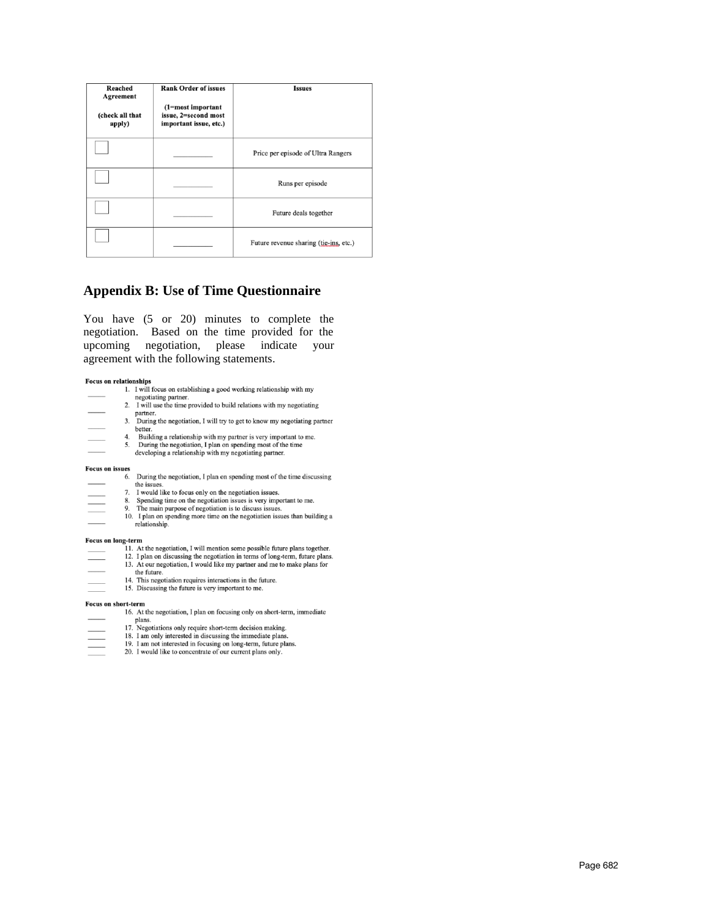| Reached Agreement (check all that apply) | Rank Order of issues (1=most important issue, 2=second most important issue, etc.) | Issues |
|---|---|---|
| ☐ | \_\_\_\_\_\_\_\_\_\_ | Price per episode of Ultra Rangers |
| ☐ | \_\_\_\_\_\_\_\_\_\_ | Runs per episode |
| ☐ | \_\_\_\_\_\_\_\_\_\_ | Future deals together |
| ☐ | \_\_\_\_\_\_\_\_\_\_ | Future revenue sharing (tie-ins, etc.) |

## Appendix B: Use of Time Questionnaire

You have (5 or 20) minutes to complete the negotiation. Based on the time provided for the upcoming negotiation, please indicate your agreement with the following statements.

**Focus on relationships**

\_\_\_\_ 1. I will focus on establishing a good working relationship with my negotiating partner.
\_\_\_\_ 2. I will use the time provided to build relations with my negotiating partner.
\_\_\_\_ 3. During the negotiation, I will try to get to know my negotiating partner better.
\_\_\_\_ 4. Building a relationship with my partner is very important to me.
\_\_\_\_ 5. During the negotiation, I plan on spending most of the time developing a relationship with my negotiating partner.

**Focus on issues**

\_\_\_\_ 6. During the negotiation, I plan on spending most of the time discussing the issues.
\_\_\_\_ 7. I would like to focus only on the negotiation issues.
\_\_\_\_ 8. Spending time on the negotiation issues is very important to me.
\_\_\_\_ 9. The main purpose of negotiation is to discuss issues.
\_\_\_\_ 10. I plan on spending more time on the negotiation issues than building a relationship.

**Focus on long-term**

\_\_\_\_ 11. At the negotiation, I will mention some possible future plans together.
\_\_\_\_ 12. I plan on discussing the negotiation in terms of long-term, future plans.
\_\_\_\_ 13. At our negotiation, I would like my partner and me to make plans for the future.
\_\_\_\_ 14. This negotiation requires interactions in the future.
\_\_\_\_ 15. Discussing the future is very important to me.

**Focus on short-term**

\_\_\_\_ 16. At the negotiation, I plan on focusing only on short-term, immediate plans.
\_\_\_\_ 17. Negotiations only require short-term decision making.
\_\_\_\_ 18. I am only interested in discussing the immediate plans.
\_\_\_\_ 19. I am not interested in focusing on long-term, future plans.
\_\_\_\_ 20. I would like to concentrate of our current plans only.